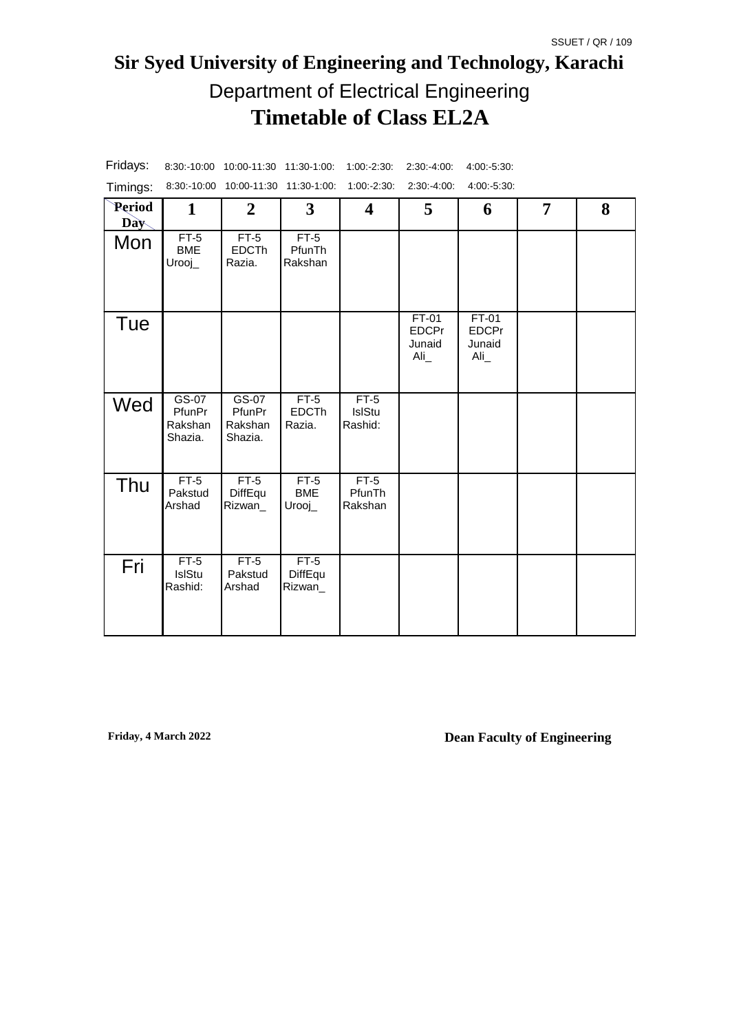SSUET / QR / 109

# Sir Syed University of Engineering and Technology, Karachi

## Department of Electrical Engineering

## Timetable of Class EL2A

Fridays: 8:30:-10:00 10:00-11:30 11:30-1:00: 1:00:-2:30: 2:30:-4:00: 4:00:-5:30:

Timings: 8:30:-10:00 10:00-11:30 11:30-1:00: 1:00:-2:30: 2:30:-4:00: 4:00:-5:30:

| Period / Day | 1 | 2 | 3 | 4 | 5 | 6 | 7 | 8 |
|---|---|---|---|---|---|---|---|---|
| Mon | FT-5 BME Urooj_ | FT-5 EDCTh Razia. | FT-5 PfunTh Rakshan | | | | | |
| Tue | | | | | FT-01 EDCPr Junaid Ali_ | FT-01 EDCPr Junaid Ali_ | | |
| Wed | GS-07 PfunPr Rakshan Shazia. | GS-07 PfunPr Rakshan Shazia. | FT-5 EDCTh Razia. | FT-5 IslStu Rashid: | | | | |
| Thu | FT-5 Pakstud Arshad | FT-5 DiffEqu Rizwan_ | FT-5 BME Urooj_ | FT-5 PfunTh Rakshan | | | | |
| Fri | FT-5 IslStu Rashid: | FT-5 Pakstud Arshad | FT-5 DiffEqu Rizwan_ | | | | | |

**Friday, 4 March 2022**

**Dean Faculty of Engineering**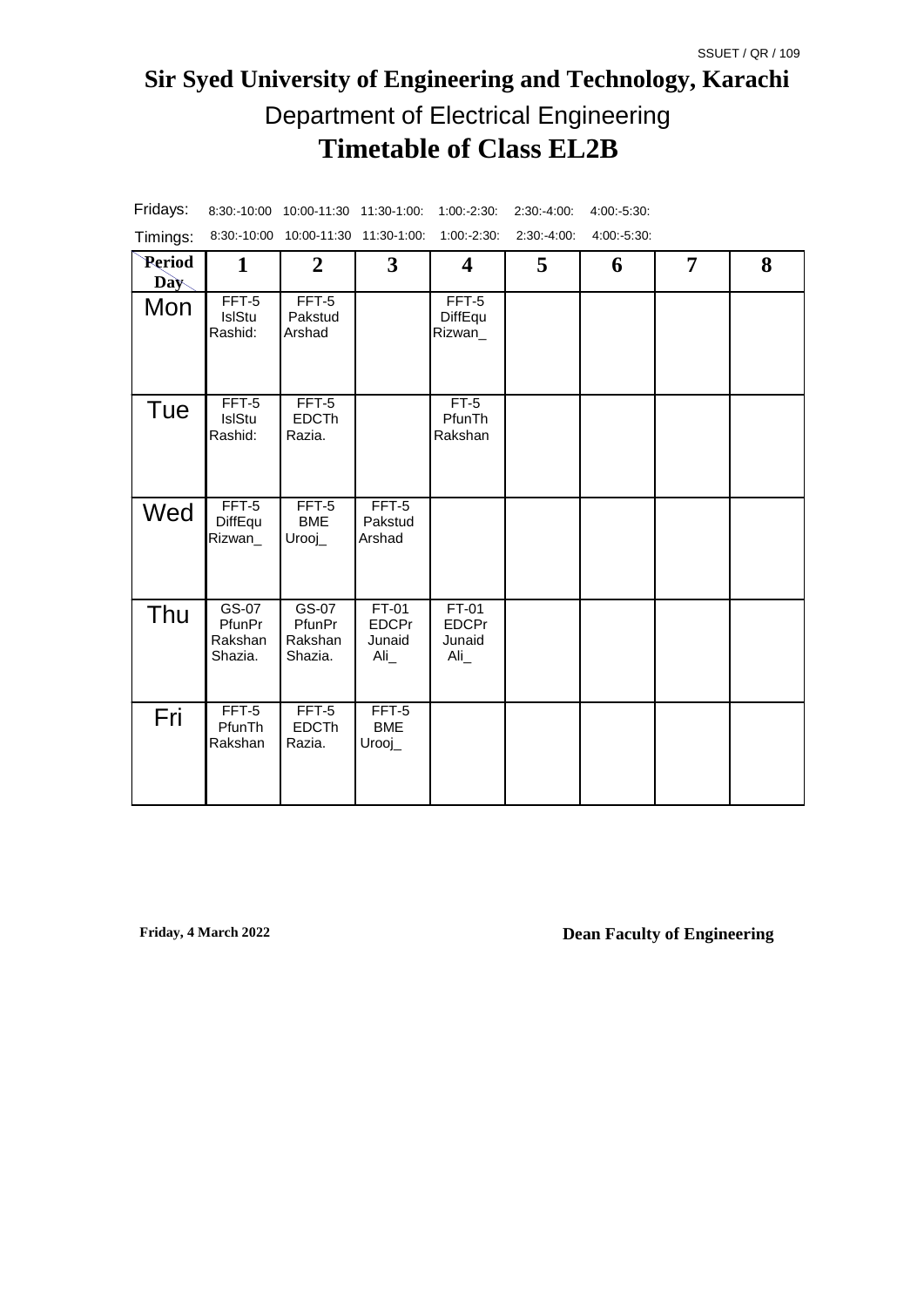SSUET / QR / 109

# Sir Syed University of Engineering and Technology, Karachi

## Department of Electrical Engineering

## Timetable of Class EL2B

| Fridays: | 8:30:-10:00 | 10:00-11:30 | 11:30-1:00: | 1:00:-2:30: | 2:30:-4:00: | 4:00:-5:30: | | |
|---|---|---|---|---|---|---|---|---|
| Timings: | 8:30:-10:00 | 10:00-11:30 | 11:30-1:00: | 1:00:-2:30: | 2:30:-4:00: | 4:00:-5:30: | | |
| **Period / Day** | **1** | **2** | **3** | **4** | **5** | **6** | **7** | **8** |
| Mon | FFT-5 IslStu Rashid: | FFT-5 Pakstud Arshad | | FFT-5 DiffEqu Rizwan_ | | | | |
| Tue | FFT-5 IslStu Rashid: | FFT-5 EDCTh Razia. | | FT-5 PfunTh Rakshan | | | | |
| Wed | FFT-5 DiffEqu Rizwan_ | FFT-5 BME Urooj_ | FFT-5 Pakstud Arshad | | | | | |
| Thu | GS-07 PfunPr Rakshan Shazia. | GS-07 PfunPr Rakshan Shazia. | FT-01 EDCPr Junaid Ali_ | FT-01 EDCPr Junaid Ali_ | | | | |
| Fri | FFT-5 PfunTh Rakshan | FFT-5 EDCTh Razia. | FFT-5 BME Urooj_ | | | | | |

**Friday, 4 March 2022**

**Dean Faculty of Engineering**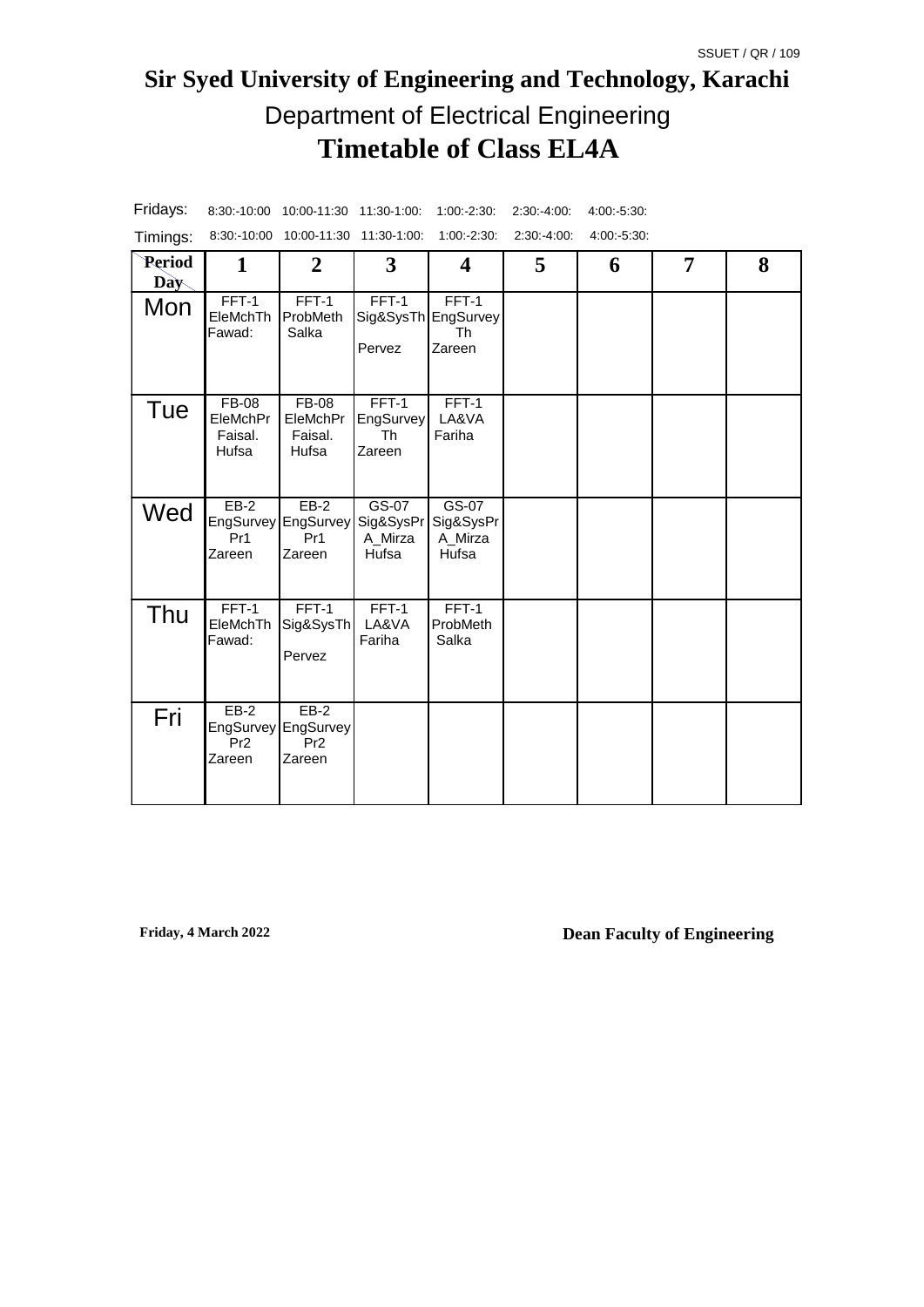SSUET / QR / 109

# Sir Syed University of Engineering and Technology, Karachi

## Department of Electrical Engineering

## Timetable of Class EL4A

| Fridays: | 8:30:-10:00 | 10:00-11:30 | 11:30-1:00: | 1:00:-2:30: | 2:30:-4:00: | 4:00:-5:30: | | |
|---|---|---|---|---|---|---|---|---|
| Timings: | 8:30:-10:00 | 10:00-11:30 | 11:30-1:00: | 1:00:-2:30: | 2:30:-4:00: | 4:00:-5:30: | | |
| **Period / Day** | **1** | **2** | **3** | **4** | **5** | **6** | **7** | **8** |
| Mon | FFT-1 EleMchTh Fawad: | FFT-1 ProbMeth Salka | FFT-1 Sig&SysTh Pervez | FFT-1 EngSurvey Th Zareen | | | | |
| Tue | FB-08 EleMchPr Faisal. Hufsa | FB-08 EleMchPr Faisal. Hufsa | FFT-1 EngSurvey Th Zareen | FFT-1 LA&VA Fariha | | | | |
| Wed | EB-2 EngSurvey Pr1 Zareen | EB-2 EngSurvey Pr1 Zareen | GS-07 Sig&SysPr A_Mirza Hufsa | GS-07 Sig&SysPr A_Mirza Hufsa | | | | |
| Thu | FFT-1 EleMchTh Fawad: | FFT-1 Sig&SysTh Pervez | FFT-1 LA&VA Fariha | FFT-1 ProbMeth Salka | | | | |
| Fri | EB-2 EngSurvey Pr2 Zareen | EB-2 EngSurvey Pr2 Zareen | | | | | | |

**Friday, 4 March 2022** **Dean Faculty of Engineering**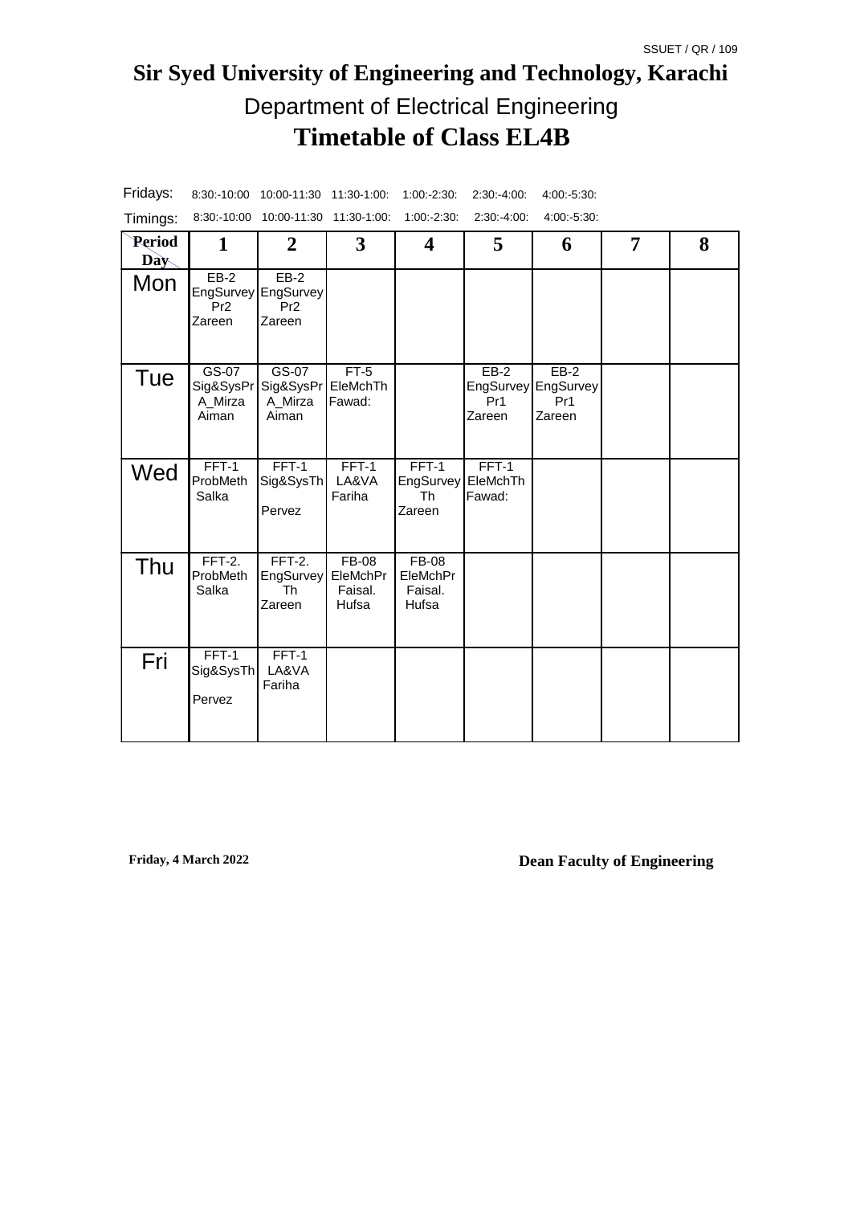SSUET / QR / 109

# Sir Syed University of Engineering and Technology, Karachi

## Department of Electrical Engineering

## Timetable of Class EL4B

| Fridays: | 8:30:-10:00 | 10:00-11:30 | 11:30-1:00: | 1:00:-2:30: | 2:30:-4:00: | 4:00:-5:30: | | |
|---|---|---|---|---|---|---|---|---|
| **Timings:** | 8:30:-10:00 | 10:00-11:30 | 11:30-1:00: | 1:00:-2:30: | 2:30:-4:00: | 4:00:-5:30: | | |
| **Period / Day** | **1** | **2** | **3** | **4** | **5** | **6** | **7** | **8** |
| Mon | EB-2 EngSurvey Pr2 Zareen | EB-2 EngSurvey Pr2 Zareen | | | | | | |
| Tue | GS-07 Sig&SysPr A_Mirza Aiman | GS-07 Sig&SysPr A_Mirza Aiman | FT-5 EleMchTh Fawad: | | EB-2 EngSurvey Pr1 Zareen | EB-2 EngSurvey Pr1 Zareen | | |
| Wed | FFT-1 ProbMeth Salka | FFT-1 Sig&SysTh Pervez | FFT-1 LA&VA Fariha | FFT-1 EngSurvey Th Zareen | FFT-1 EleMchTh Fawad: | | | |
| Thu | FFT-2. ProbMeth Salka | FFT-2. EngSurvey Th Zareen | FB-08 EleMchPr Faisal. Hufsa | FB-08 EleMchPr Faisal. Hufsa | | | | |
| Fri | FFT-1 Sig&SysTh Pervez | FFT-1 LA&VA Fariha | | | | | | |

**Friday, 4 March 2022** **Dean Faculty of Engineering**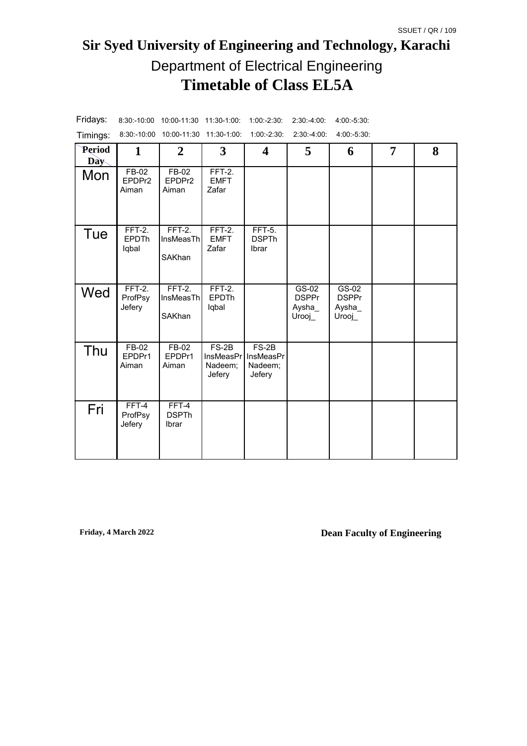SSUET / QR / 109

# Sir Syed University of Engineering and Technology, Karachi

## Department of Electrical Engineering

## Timetable of Class EL5A

| Fridays: | 8:30:-10:00 | 10:00-11:30 | 11:30-1:00: | 1:00:-2:30: | 2:30:-4:00: | 4:00:-5:30: | | |
|---|---|---|---|---|---|---|---|---|
| Timings: | 8:30:-10:00 | 10:00-11:30 | 11:30-1:00: | 1:00:-2:30: | 2:30:-4:00: | 4:00:-5:30: | | |
| **Period / Day** | **1** | **2** | **3** | **4** | **5** | **6** | **7** | **8** |
| Mon | FB-02 EPDPr2 Aiman | FB-02 EPDPr2 Aiman | FFT-2. EMFT Zafar | | | | | |
| Tue | FFT-2. EPDTh Iqbal | FFT-2. InsMeasTh SAKhan | FFT-2. EMFT Zafar | FFT-5. DSPTh Ibrar | | | | |
| Wed | FFT-2. ProfPsy Jefery | FFT-2. InsMeasTh SAKhan | FFT-2. EPDTh Iqbal | | GS-02 DSPPr Aysha_ Urooj_ | GS-02 DSPPr Aysha_ Urooj_ | | |
| Thu | FB-02 EPDPr1 Aiman | FB-02 EPDPr1 Aiman | FS-2B InsMeasPr Nadeem; Jefery | FS-2B InsMeasPr Nadeem; Jefery | | | | |
| Fri | FFT-4 ProfPsy Jefery | FFT-4 DSPTh Ibrar | | | | | | |

**Friday, 4 March 2022** **Dean Faculty of Engineering**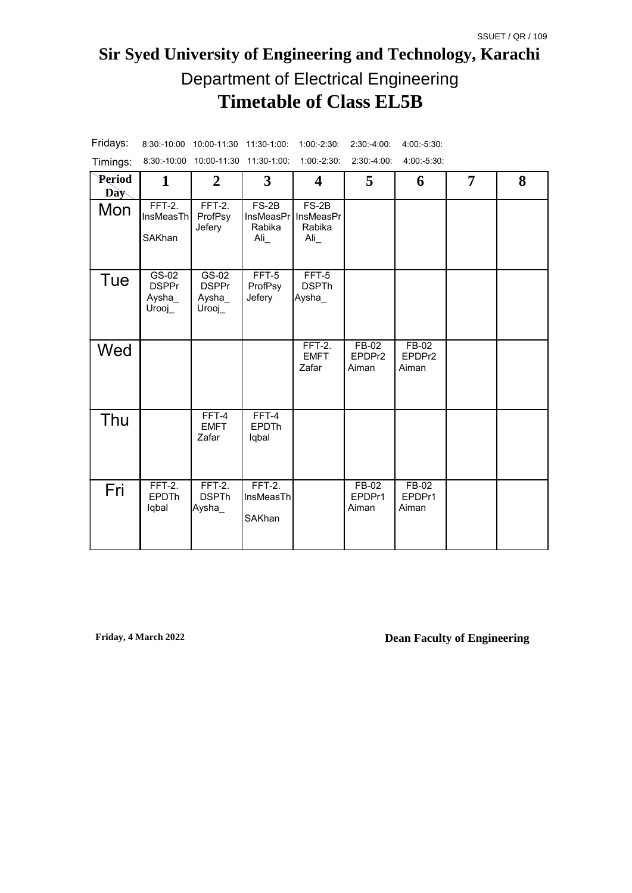SSUET / QR / 109

# Sir Syed University of Engineering and Technology, Karachi

## Department of Electrical Engineering

## Timetable of Class EL5B

| Fridays: | 8:30:-10:00 | 10:00-11:30 | 11:30-1:00: | 1:00:-2:30: | 2:30:-4:00: | 4:00:-5:30: | | |
|---|---|---|---|---|---|---|---|---|
| Timings: | 8:30:-10:00 | 10:00-11:30 | 11:30-1:00: | 1:00:-2:30: | 2:30:-4:00: | 4:00:-5:30: | | |
| **Period / Day** | **1** | **2** | **3** | **4** | **5** | **6** | **7** | **8** |
| Mon | FFT-2. InsMeasTh SAKhan | FFT-2. ProfPsy Jefery | FS-2B InsMeasPr Rabika Ali_ | FS-2B InsMeasPr Rabika Ali_ | | | | |
| Tue | GS-02 DSPPr Aysha_ Urooj_ | GS-02 DSPPr Aysha_ Urooj_ | FFT-5 ProfPsy Jefery | FFT-5 DSPTh Aysha_ | | | | |
| Wed | | | | FFT-2. EMFT Zafar | FB-02 EPDPr2 Aiman | FB-02 EPDPr2 Aiman | | |
| Thu | | FFT-4 EMFT Zafar | FFT-4 EPDTh Iqbal | | | | | |
| Fri | FFT-2. EPDTh Iqbal | FFT-2. DSPTh Aysha_ | FFT-2. InsMeasTh SAKhan | | FB-02 EPDPr1 Aiman | FB-02 EPDPr1 Aiman | | |

**Friday, 4 March 2022**

**Dean Faculty of Engineering**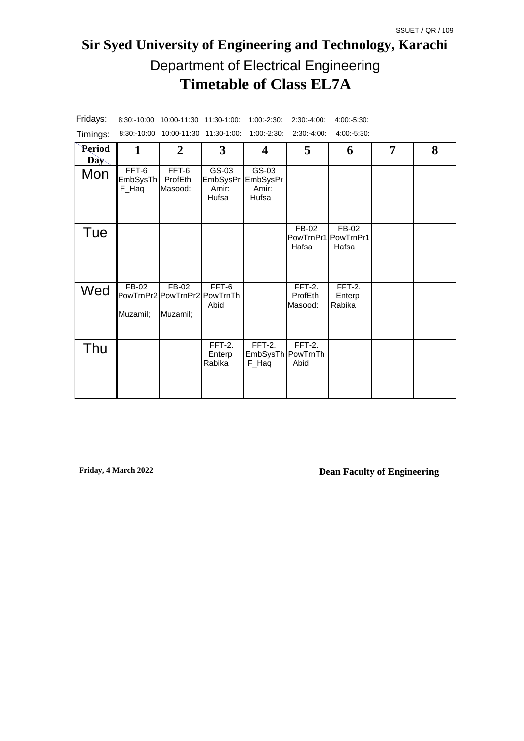SSUET / QR / 109

# Sir Syed University of Engineering and Technology, Karachi

## Department of Electrical Engineering

## Timetable of Class EL7A

| Fridays: | 8:30:-10:00 | 10:00-11:30 | 11:30-1:00: | 1:00:-2:30: | 2:30:-4:00: | 4:00:-5:30: | | |
|---|---|---|---|---|---|---|---|---|
| Timings: | 8:30:-10:00 | 10:00-11:30 | 11:30-1:00: | 1:00:-2:30: | 2:30:-4:00: | 4:00:-5:30: | | |
| **Period / Day** | **1** | **2** | **3** | **4** | **5** | **6** | **7** | **8** |
| Mon | FFT-6 EmbSysTh F_Haq | FFT-6 ProfEth Masood: | GS-03 EmbSysPr Amir: Hufsa | GS-03 EmbSysPr Amir: Hufsa | | | | |
| Tue | | | | | FB-02 PowTrnPr1 Hafsa | FB-02 PowTrnPr1 Hafsa | | |
| Wed | FB-02 PowTrnPr2 Muzamil; | FB-02 PowTrnPr2 Muzamil; | FFT-6 PowTrnTh Abid | | FFT-2. ProfEth Masood: | FFT-2. Enterp Rabika | | |
| Thu | | | FFT-2. Enterp Rabika | FFT-2. EmbSysTh F_Haq | FFT-2. PowTrnTh Abid | | | |

**Friday, 4 March 2022**

**Dean Faculty of Engineering**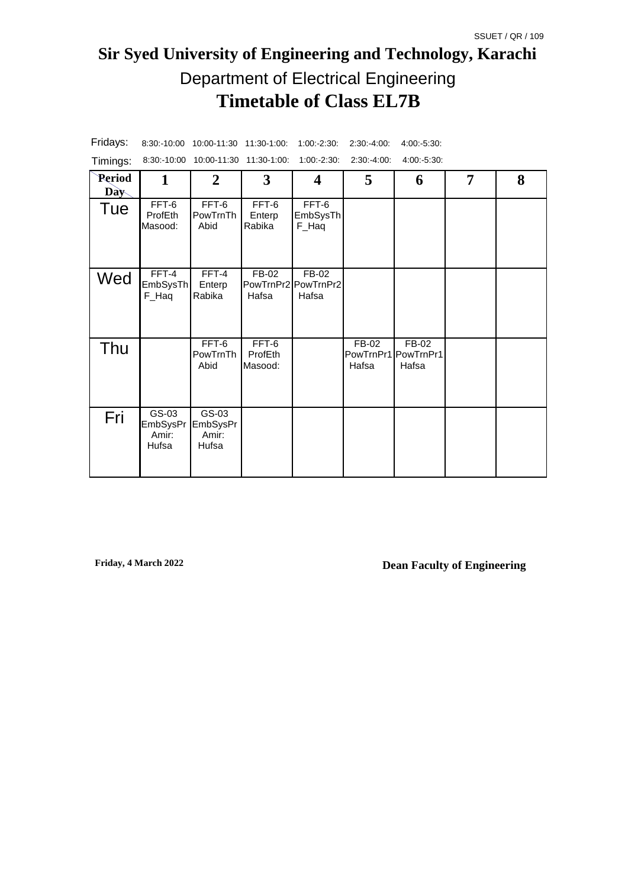SSUET / QR / 109

# Sir Syed University of Engineering and Technology, Karachi

## Department of Electrical Engineering

## Timetable of Class EL7B

| | | | | | | | | |
|---|---|---|---|---|---|---|---|---|
| Fridays: | 8:30:-10:00 | 10:00-11:30 | 11:30-1:00: | 1:00:-2:30: | 2:30:-4:00: | 4:00:-5:30: | | |
| Timings: | 8:30:-10:00 | 10:00-11:30 | 11:30-1:00: | 1:00:-2:30: | 2:30:-4:00: | 4:00:-5:30: | | |
| **Period / Day** | **1** | **2** | **3** | **4** | **5** | **6** | **7** | **8** |
| Tue | FFT-6 ProfEth Masood: | FFT-6 PowTrnTh Abid | FFT-6 Enterp Rabika | FFT-6 EmbSysTh F_Haq | | | | |
| Wed | FFT-4 EmbSysTh F_Haq | FFT-4 Enterp Rabika | FB-02 PowTrnPr2 Hafsa | FB-02 PowTrnPr2 Hafsa | | | | |
| Thu | | FFT-6 PowTrnTh Abid | FFT-6 ProfEth Masood: | | FB-02 PowTrnPr1 Hafsa | FB-02 PowTrnPr1 Hafsa | | |
| Fri | GS-03 EmbSysPr Amir: Hufsa | GS-03 EmbSysPr Amir: Hufsa | | | | | | |

**Friday, 4 March 2022**

**Dean Faculty of Engineering**